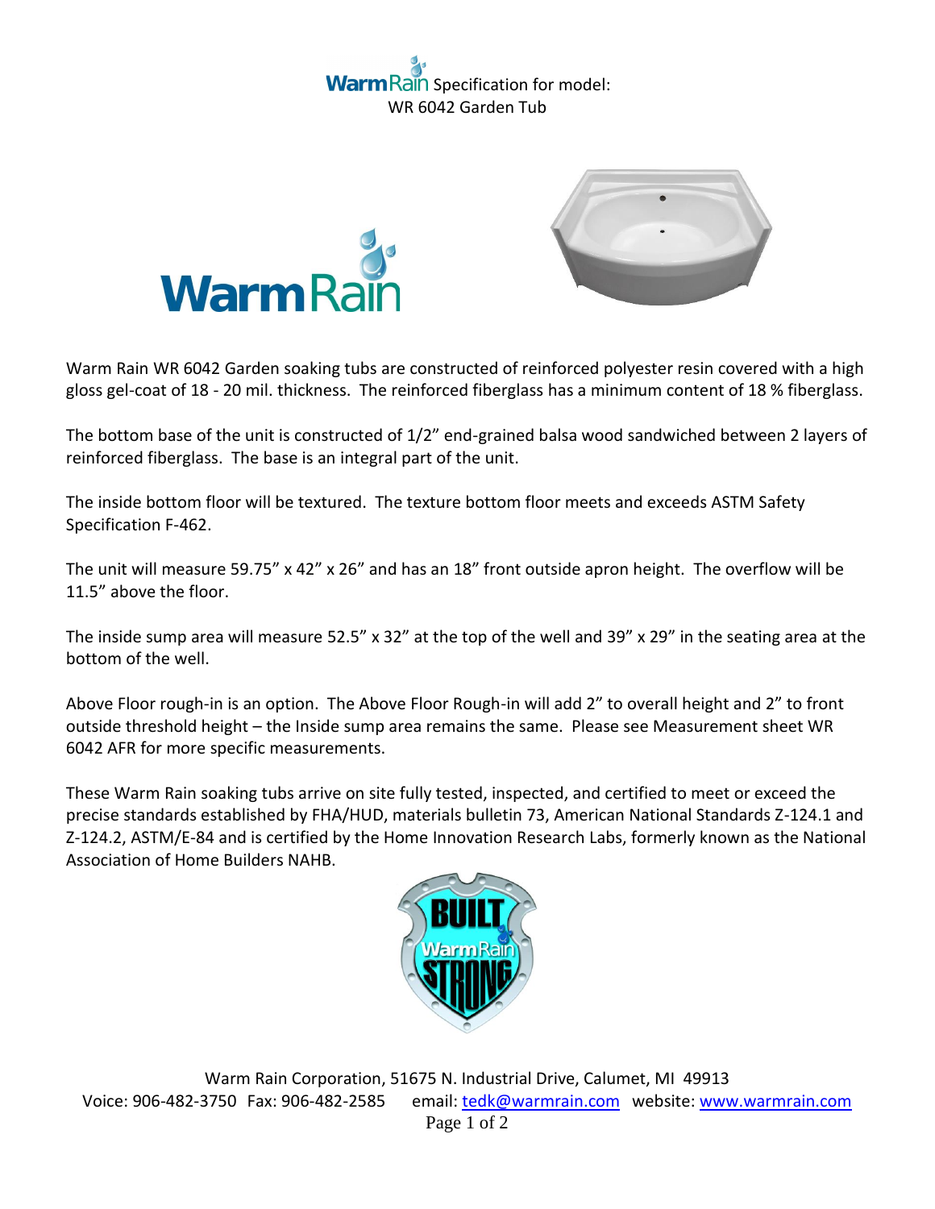# WarmRain Specification for model: WR 6042 Garden Tub

Warm Rain WR 6042 Garden soaking tubs are constructed of reinforced polyester resin covered with a high gloss gel-coat of 18 - 20 mil. thickness. The reinforced fiberglass has a minimum content of 18 % fiberglass.

The bottom base of the unit is constructed of 1/2" end-grained balsa wood sandwiched between 2 layers of reinforced fiberglass. The base is an integral part of the unit.

The inside bottom floor will be textured. The texture bottom floor meets and exceeds ASTM Safety Specification F-462.

The unit will measure 59.75" x 42" x 26" and has an 18" front outside apron height. The overflow will be 11.5" above the floor.

The inside sump area will measure 52.5" x 32" at the top of the well and 39" x 29" in the seating area at the bottom of the well.

Above Floor rough-in is an option. The Above Floor Rough-in will add 2" to overall height and 2" to front outside threshold height – the Inside sump area remains the same. Please see Measurement sheet WR 6042 AFR for more specific measurements.

These Warm Rain soaking tubs arrive on site fully tested, inspected, and certified to meet or exceed the precise standards established by FHA/HUD, materials bulletin 73, American National Standards Z-124.1 and Z-124.2, ASTM/E-84 and is certified by the Home Innovation Research Labs, formerly known as the National Association of Home Builders NAHB.

Warm Rain Corporation, 51675 N. Industrial Drive, Calumet, MI 49913
Voice: 906-482-3750 Fax: 906-482-2585 email: tedk@warmrain.com website: www.warmrain.com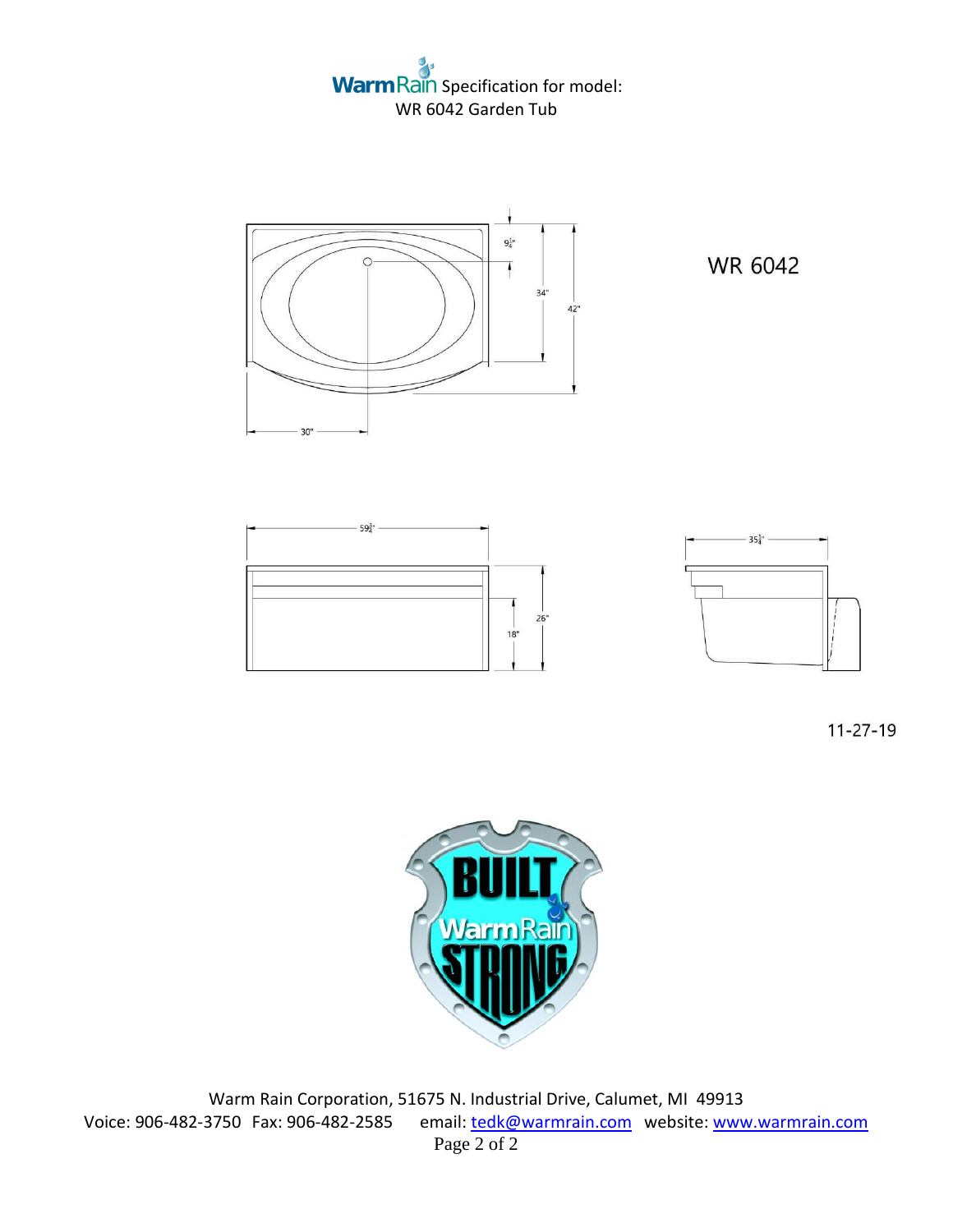# WarmRain Specification for model: WR 6042 Garden Tub

9¼"

34"

42"

30"

WR 6042

59¾"

18"

26"

35¼"

11-27-19

BUILT WarmRain STRONG

Warm Rain Corporation, 51675 N. Industrial Drive, Calumet, MI 49913
Voice: 906-482-3750 Fax: 906-482-2585 email: tedk@warmrain.com website: www.warmrain.com